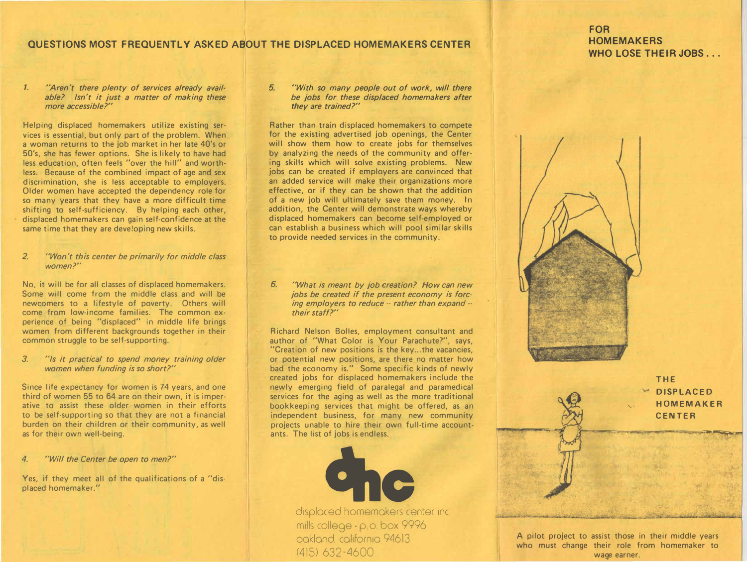## QUESTIONS MOST FREQUENTLY ASKED ABOUT THE DISPLACED HOMEMAKERS CENTER

1. *"Aren't there plenty of services already available? Isn't it just a matter of making these more accessible?"*

Helping displaced homemakers utilize existing services is essential, but only part of the problem. When a woman returns to the job market in her late 40's or 50's, she has fewer options. She is likely to have had less education, often feels "over the hill" and worthless. Because of the combined impact of age and sex discrimination, she is less acceptable to employers. Older women have accepted the dependency role for so many years that they have a more difficult time shifting to self-sufficiency. By helping each other, displaced homemakers can gain self-confidence at the same time that they are developing new skills.

2. *"Won't this center be primarily for middle class women?"*

No, it will be for all classes of displaced homemakers. Some will come from the middle class and will be newcomers to a lifestyle of poverty. Others will come from low-income families. The common experience of being "displaced" in middle life brings women from different backgrounds together in their common struggle to be self-supporting.

3. *"Is it practical to spend money training older women when funding is so short?"*

Since life expectancy for women is 74 years, and one third of women 55 to 64 are on their own, it is imperative to assist these older women in their efforts to be self-supporting so that they are not a financial burden on their children or their community, as well as for their own well-being.

4. *"Will the Center be open to men?"*

Yes, if they meet all of the qualifications of a "displaced homemaker."

5. *"With so many people out of work, will there be jobs for these displaced homemakers after they are trained?"*

Rather than train displaced homemakers to compete for the existing advertised job openings, the Center will show them how to create jobs for themselves by analyzing the needs of the community and offering skills which will solve existing problems. New jobs can be created if employers are convinced that an added service will make their organizations more effective, or if they can be shown that the addition of a new job will ultimately save them money. In addition, the Center will demonstrate ways whereby displaced homemakers can become self-employed or can establish a business which will pool similar skills to provide needed services in the community.

6. *"What is meant by job creation? How can new jobs be created if the present economy is forcing employers to reduce -- rather than expand -- their staff?"*

Richard Nelson Bolles, employment consultant and author of "What Color is Your Parachute?", says, "Creation of new positions is the key...the vacancies, or potential new positions, are there no matter how bad the economy is." Some specific kinds of newly created jobs for displaced homemakers include the newly emerging field of paralegal and paramedical services for the aging as well as the more traditional bookkeeping services that might be offered, as an independent business, for many new community projects unable to hire their own full-time accountants. The list of jobs is endless.

dhc

displaced homemakers center, inc
mills college · p. o. box 9996
oakland, california 94613
(415) 632-4600

## FOR HOMEMAKERS WHO LOSE THEIR JOBS . . .

## THE DISPLACED HOMEMAKER CENTER

A pilot project to assist those in their middle years who must change their role from homemaker to wage earner.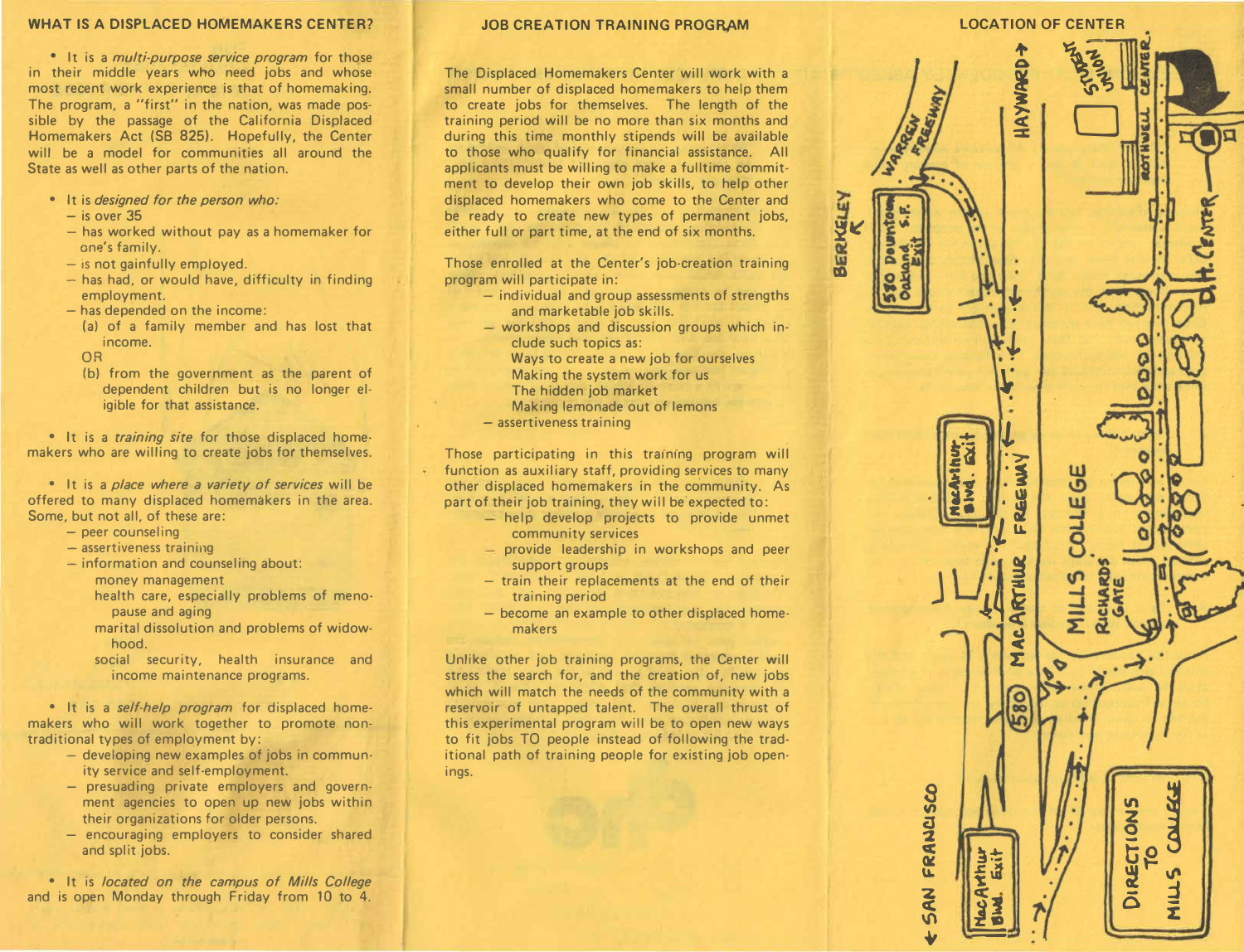## WHAT IS A DISPLACED HOMEMAKERS CENTER?

- It is a *multi-purpose service program* for those in their middle years who need jobs and whose most recent work experience is that of homemaking. The program, a "first" in the nation, was made possible by the passage of the California Displaced Homemakers Act (SB 825). Hopefully, the Center will be a model for communities all around the State as well as other parts of the nation.

- It is *designed for the person who:*
  - is over 35
  - has worked without pay as a homemaker for one's family.
  - is not gainfully employed.
  - has had, or would have, difficulty in finding employment.
  - has depended on the income:
    - (a) of a family member and has lost that income.

      OR
    - (b) from the government as the parent of dependent children but is no longer eligible for that assistance.

- It is a *training site* for those displaced homemakers who are willing to create jobs for themselves.

- It is a *place where a variety of services* will be offered to many displaced homemakers in the area. Some, but not all, of these are:
  - peer counseling
  - assertiveness training
  - information and counseling about:
    - money management
    - health care, especially problems of menopause and aging
    - marital dissolution and problems of widowhood.
    - social security, health insurance and income maintenance programs.

- It is a *self-help program* for displaced homemakers who will work together to promote non-traditional types of employment by:
  - developing new examples of jobs in community service and self-employment.
  - presuading private employers and government agencies to open up new jobs within their organizations for older persons.
  - encouraging employers to consider shared and split jobs.

- It is *located on the campus of Mills College* and is open Monday through Friday from 10 to 4.

## JOB CREATION TRAINING PROGRAM

The Displaced Homemakers Center will work with a small number of displaced homemakers to help them to create jobs for themselves. The length of the training period will be no more than six months and during this time monthly stipends will be available to those who qualify for financial assistance. All applicants must be willing to make a fulltime commitment to develop their own job skills, to help other displaced homemakers who come to the Center and be ready to create new types of permanent jobs, either full or part time, at the end of six months.

Those enrolled at the Center's job-creation training program will participate in:

- individual and group assessments of strengths and marketable job skills.
- workshops and discussion groups which include such topics as:
  - Ways to create a new job for ourselves
  - Making the system work for us
  - The hidden job market
  - Making lemonade out of lemons
- assertiveness training

Those participating in this training program will function as auxiliary staff, providing services to many other displaced homemakers in the community. As part of their job training, they will be expected to:

- help develop projects to provide unmet community services
- provide leadership in workshops and peer support groups
- train their replacements at the end of their training period
- become an example to other displaced homemakers

Unlike other job training programs, the Center will stress the search for, and the creation of, new jobs which will match the needs of the community with a reservoir of untapped talent. The overall thrust of this experimental program will be to open new ways to fit jobs TO people instead of following the traditional path of training people for existing job openings.

## LOCATION OF CENTER

WARREN FREEWAY

HAYWARD →

STUDENT UNION

ROTHWELL CENTER

BERKELEY

580 Downtown Oakland S.F. Exit

D.H. CENTER

MacArthur Blvd. Exit

MacARTHUR FREEWAY

580

MILLS COLLEGE

RICHARDS GATE

← SAN FRANCISCO

MacArthur Blvd. Exit

DIRECTIONS TO MILLS COLLEGE